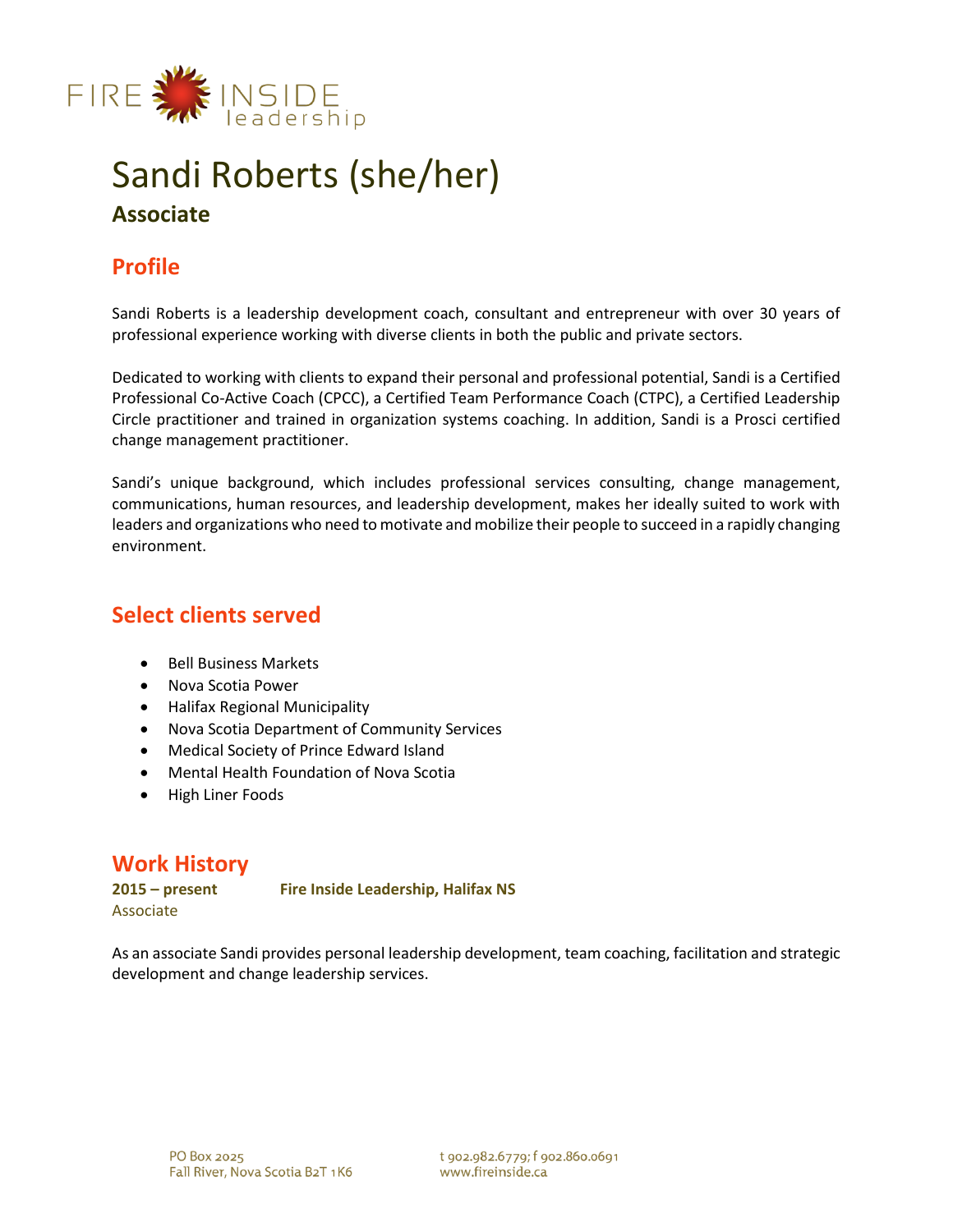# Sandi Roberts (she/her)

**Associate**

## Profile

Sandi Roberts is a leadership development coach, consultant and entrepreneur with over 30 years of professional experience working with diverse clients in both the public and private sectors.

Dedicated to working with clients to expand their personal and professional potential, Sandi is a Certified Professional Co-Active Coach (CPCC), a Certified Team Performance Coach (CTPC), a Certified Leadership Circle practitioner and trained in organization systems coaching. In addition, Sandi is a Prosci certified change management practitioner.

Sandi's unique background, which includes professional services consulting, change management, communications, human resources, and leadership development, makes her ideally suited to work with leaders and organizations who need to motivate and mobilize their people to succeed in a rapidly changing environment.

## Select clients served

- Bell Business Markets
- Nova Scotia Power
- Halifax Regional Municipality
- Nova Scotia Department of Community Services
- Medical Society of Prince Edward Island
- Mental Health Foundation of Nova Scotia
- High Liner Foods

## Work History

**2015 – present** **Fire Inside Leadership, Halifax NS**
Associate

As an associate Sandi provides personal leadership development, team coaching, facilitation and strategic development and change leadership services.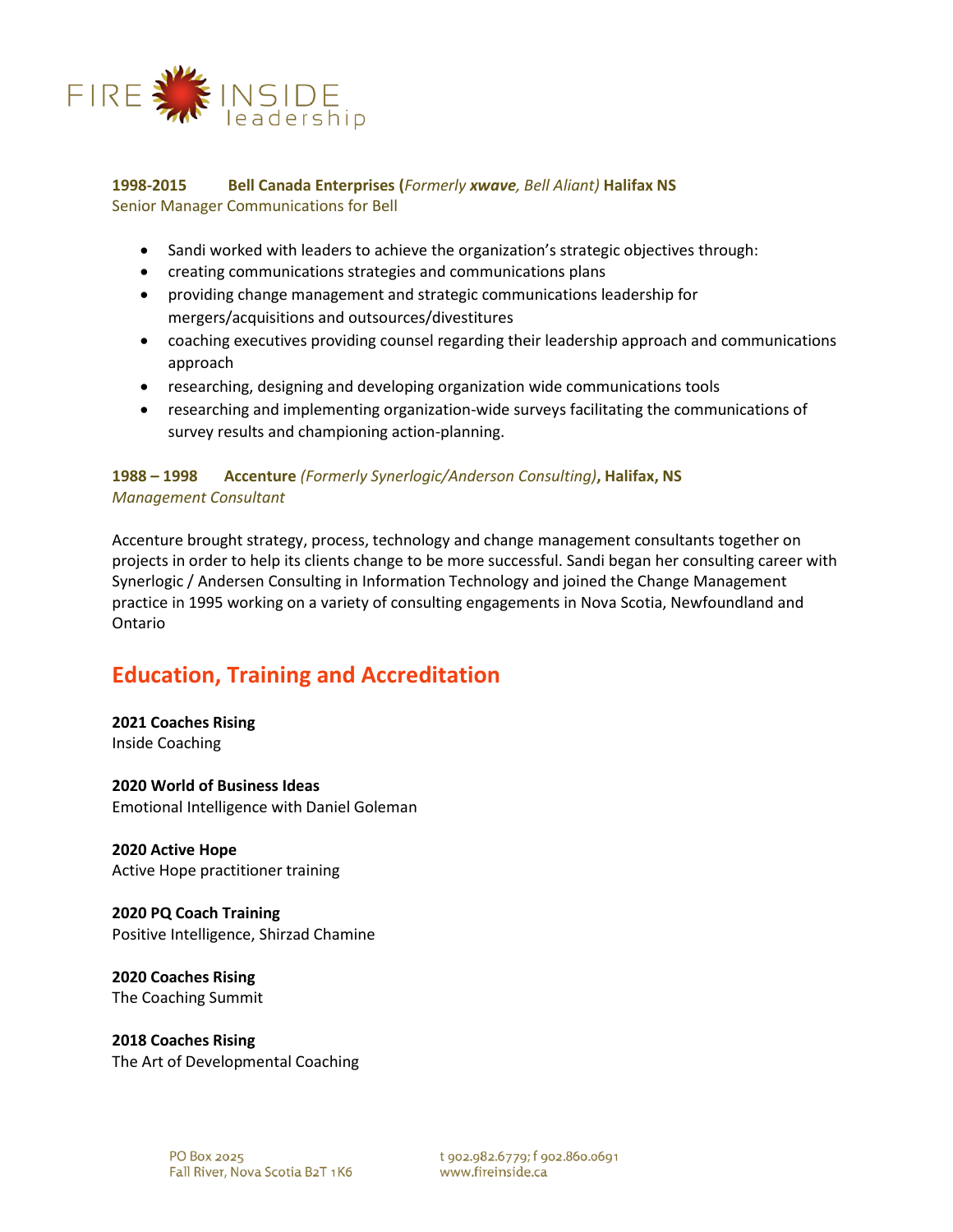**1998-2015 Bell Canada Enterprises (*Formerly* *xwave*, *Bell Aliant)* Halifax NS**
Senior Manager Communications for Bell

- Sandi worked with leaders to achieve the organization's strategic objectives through:
- creating communications strategies and communications plans
- providing change management and strategic communications leadership for mergers/acquisitions and outsources/divestitures
- coaching executives providing counsel regarding their leadership approach and communications approach
- researching, designing and developing organization wide communications tools
- researching and implementing organization-wide surveys facilitating the communications of survey results and championing action-planning.

**1988 – 1998 Accenture** *(Formerly Synerlogic/Anderson Consulting)*, **Halifax, NS**
*Management Consultant*

Accenture brought strategy, process, technology and change management consultants together on projects in order to help its clients change to be more successful. Sandi began her consulting career with Synerlogic / Andersen Consulting in Information Technology and joined the Change Management practice in 1995 working on a variety of consulting engagements in Nova Scotia, Newfoundland and Ontario

## Education, Training and Accreditation

**2021 Coaches Rising**
Inside Coaching

**2020 World of Business Ideas**
Emotional Intelligence with Daniel Goleman

**2020 Active Hope**
Active Hope practitioner training

**2020 PQ Coach Training**
Positive Intelligence, Shirzad Chamine

**2020 Coaches Rising**
The Coaching Summit

**2018 Coaches Rising**
The Art of Developmental Coaching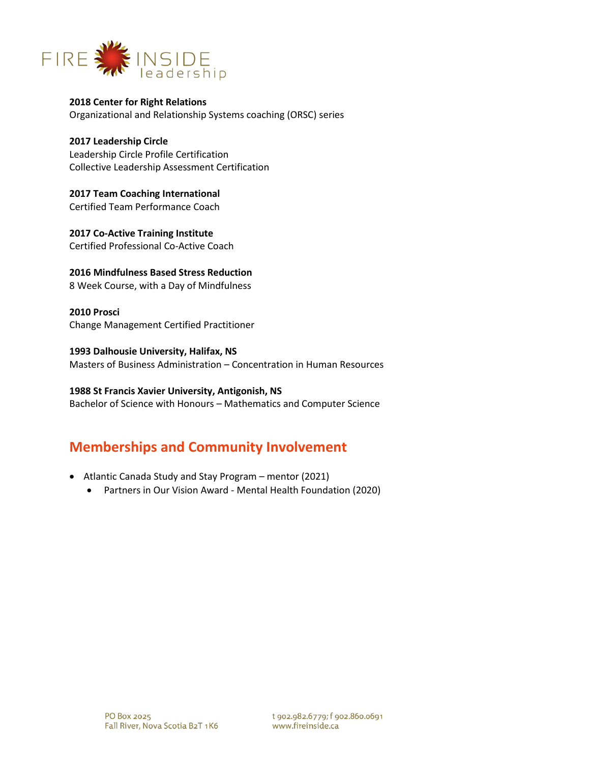**2018 Center for Right Relations**
Organizational and Relationship Systems coaching (ORSC) series

**2017 Leadership Circle**
Leadership Circle Profile Certification
Collective Leadership Assessment Certification

**2017 Team Coaching International**
Certified Team Performance Coach

**2017 Co-Active Training Institute**
Certified Professional Co-Active Coach

**2016 Mindfulness Based Stress Reduction**
8 Week Course, with a Day of Mindfulness

**2010 Prosci**
Change Management Certified Practitioner

**1993 Dalhousie University, Halifax, NS**
Masters of Business Administration – Concentration in Human Resources

**1988 St Francis Xavier University, Antigonish, NS**
Bachelor of Science with Honours – Mathematics and Computer Science

## Memberships and Community Involvement

- Atlantic Canada Study and Stay Program – mentor (2021)
  - Partners in Our Vision Award - Mental Health Foundation (2020)